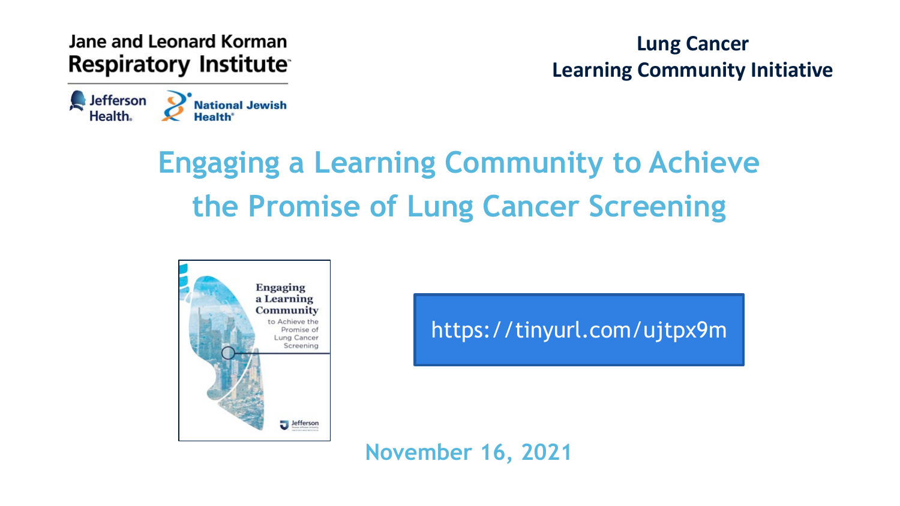Jane and Leonard Korman Respiratory Institute

Jefferson Health | National Jewish Health

**Lung Cancer Learning Community Initiative**

# Engaging a Learning Community to Achieve the Promise of Lung Cancer Screening

Engaging a Learning Community to Achieve the Promise of Lung Cancer Screening

https://tinyurl.com/ujtpx9m

**November 16, 2021**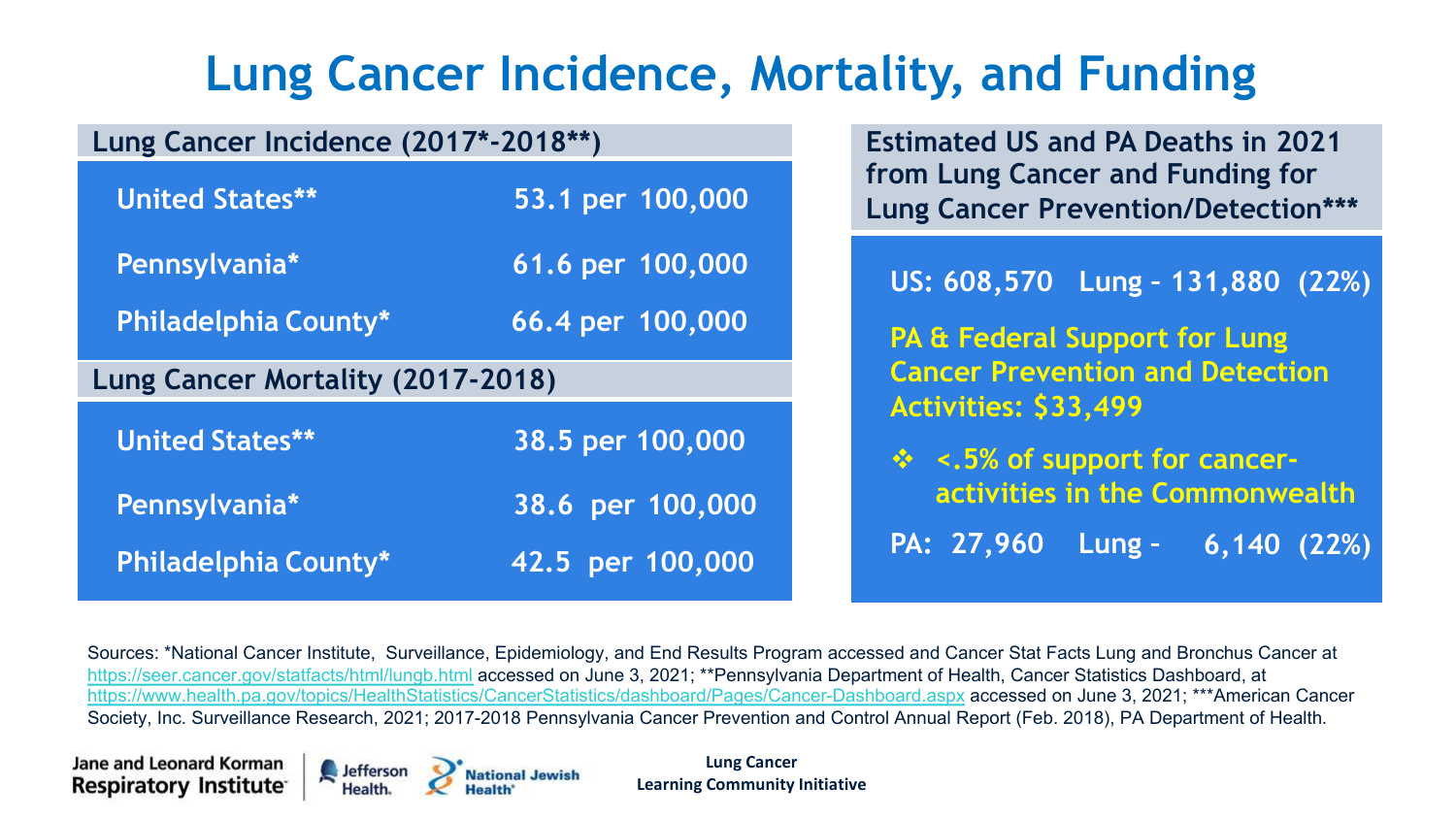# Lung Cancer Incidence, Mortality, and Funding

| Lung Cancer Incidence (2017*-2018**) | |
|---|---|
| United States** | 53.1 per 100,000 |
| Pennsylvania* | 61.6 per 100,000 |
| Philadelphia County* | 66.4 per 100,000 |

| Lung Cancer Mortality (2017-2018) | |
|---|---|
| United States** | 38.5 per 100,000 |
| Pennsylvania* | 38.6 per 100,000 |
| Philadelphia County* | 42.5 per 100,000 |

**Estimated US and PA Deaths in 2021 from Lung Cancer and Funding for Lung Cancer Prevention/Detection*****

US: 608,570 Lung – 131,880 (22%)

PA & Federal Support for Lung Cancer Prevention and Detection Activities: $33,499

- <.5% of support for cancer-activities in the Commonwealth

PA: 27,960 Lung – 6,140 (22%)

Sources: *National Cancer Institute, Surveillance, Epidemiology, and End Results Program accessed and Cancer Stat Facts Lung and Bronchus Cancer at https://seer.cancer.gov/statfacts/html/lungb.html accessed on June 3, 2021; **Pennsylvania Department of Health, Cancer Statistics Dashboard, at https://www.health.pa.gov/topics/HealthStatistics/CancerStatistics/dashboard/Pages/Cancer-Dashboard.aspx accessed on June 3, 2021; ***American Cancer Society, Inc. Surveillance Research, 2021; 2017-2018 Pennsylvania Cancer Prevention and Control Annual Report (Feb. 2018), PA Department of Health.

Jane and Leonard Korman Respiratory Institute | Jefferson Health. | National Jewish Health

Lung Cancer Learning Community Initiative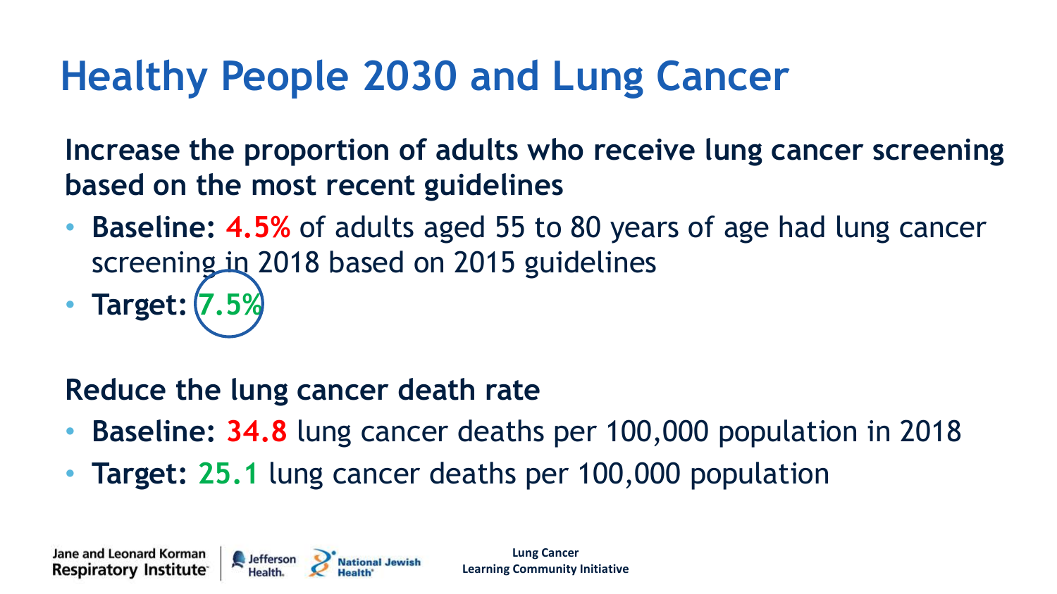# Healthy People 2030 and Lung Cancer

**Increase the proportion of adults who receive lung cancer screening based on the most recent guidelines**

- **Baseline: 4.5%** of adults aged 55 to 80 years of age had lung cancer screening in 2018 based on 2015 guidelines
- **Target: 7.5%**

**Reduce the lung cancer death rate**

- **Baseline: 34.8** lung cancer deaths per 100,000 population in 2018
- **Target: 25.1** lung cancer deaths per 100,000 population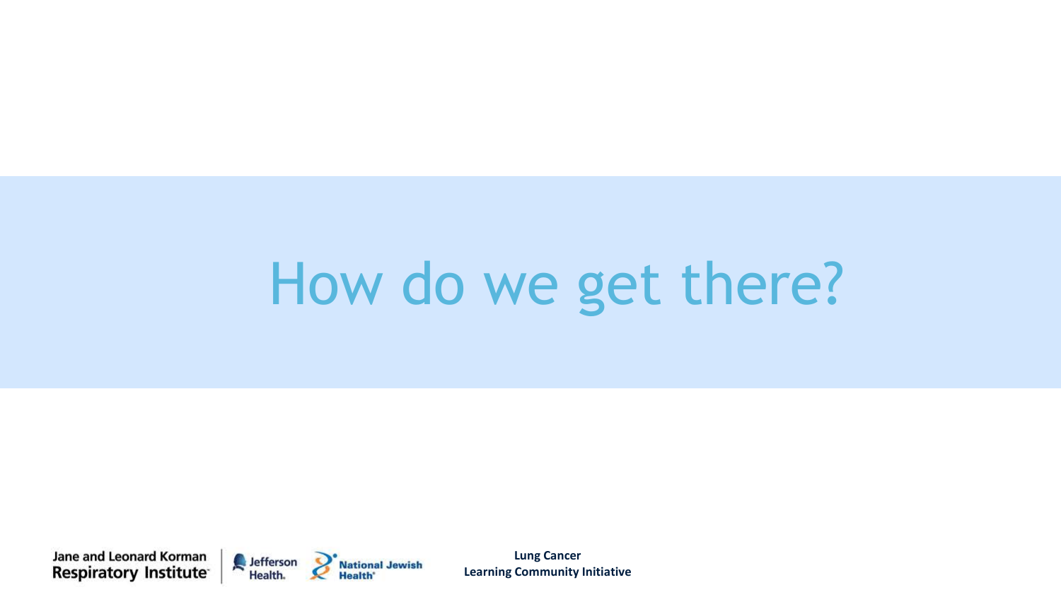# How do we get there?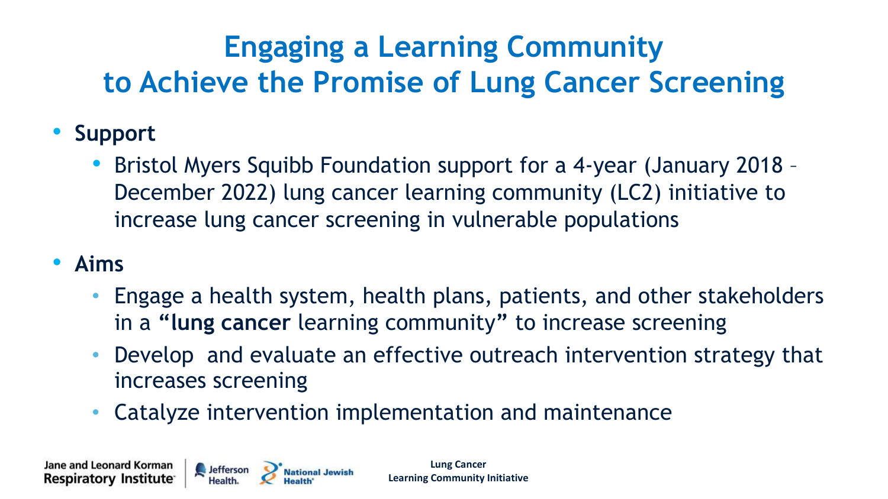# Engaging a Learning Community to Achieve the Promise of Lung Cancer Screening

- **Support**
  - Bristol Myers Squibb Foundation support for a 4-year (January 2018 – December 2022) lung cancer learning community (LC2) initiative to increase lung cancer screening in vulnerable populations
- **Aims**
  - Engage a health system, health plans, patients, and other stakeholders in a "**lung cancer** learning community" to increase screening
  - Develop and evaluate an effective outreach intervention strategy that increases screening
  - Catalyze intervention implementation and maintenance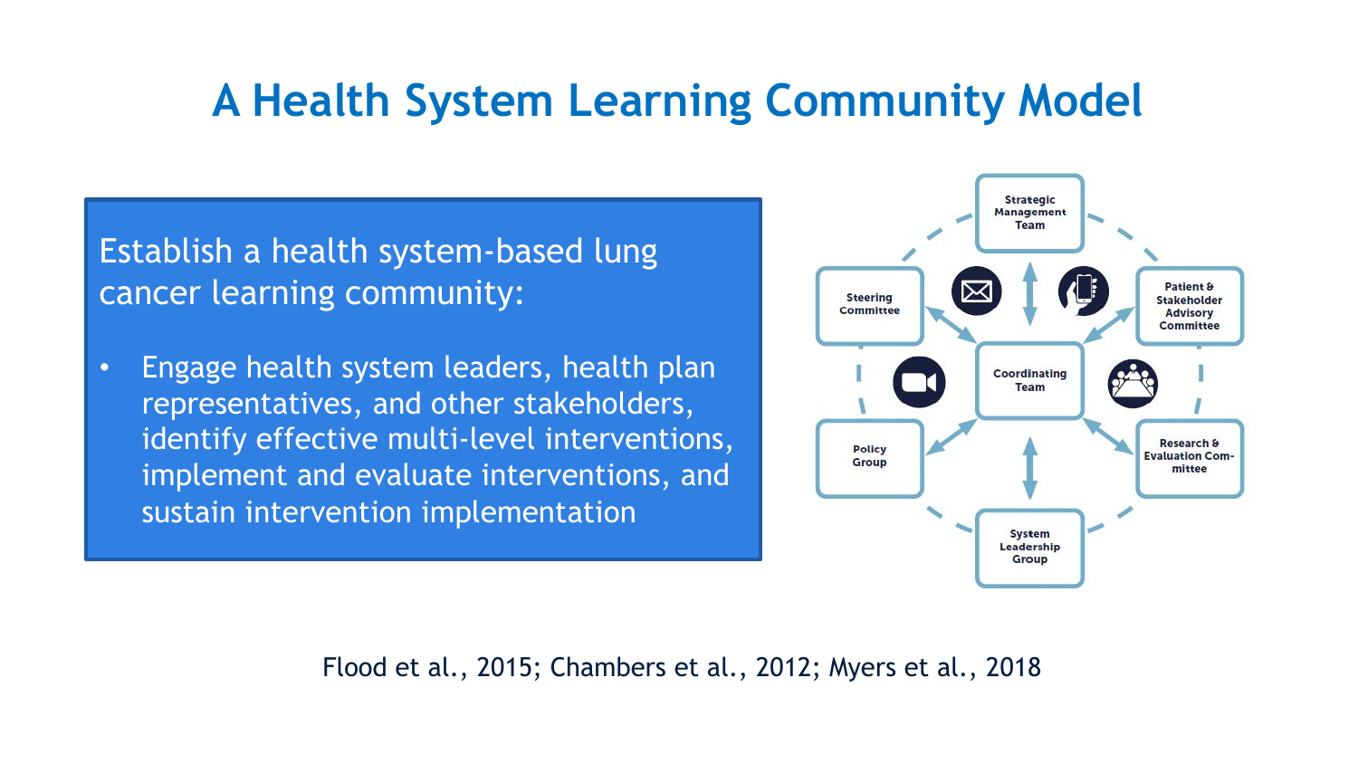# A Health System Learning Community Model

Establish a health system-based lung cancer learning community:

- Engage health system leaders, health plan representatives, and other stakeholders, identify effective multi-level interventions, implement and evaluate interventions, and sustain intervention implementation

Strategic Management Team

Steering Committee

Patient & Stakeholder Advisory Committee

Coordinating Team

Policy Group

Research & Evaluation Committee

System Leadership Group

Flood et al., 2015; Chambers et al., 2012; Myers et al., 2018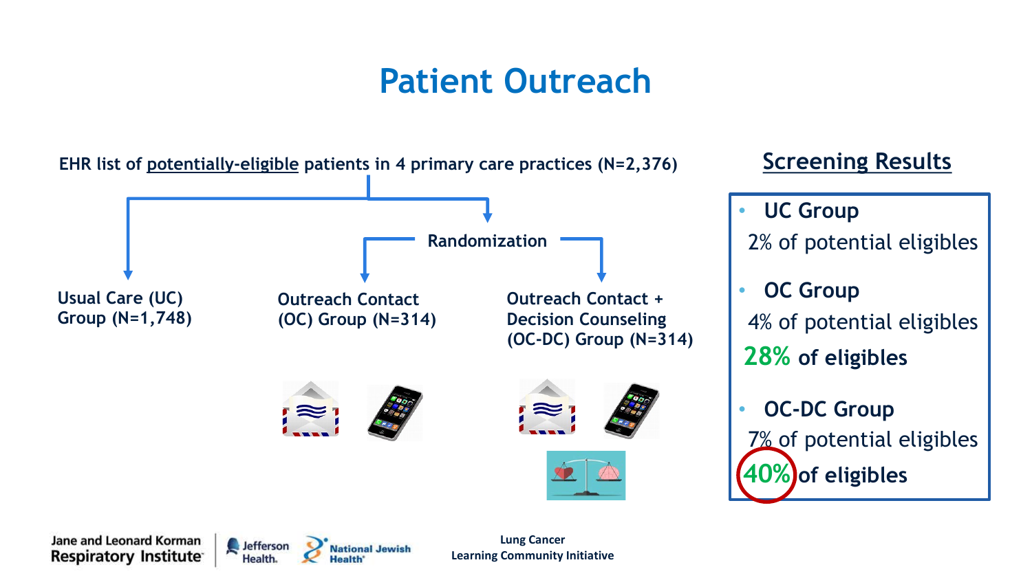# Patient Outreach

EHR list of potentially-eligible patients in 4 primary care practices (N=2,376)

Randomization

- Usual Care (UC) Group (N=1,748)
- Outreach Contact (OC) Group (N=314)
- Outreach Contact + Decision Counseling (OC-DC) Group (N=314)

## Screening Results

- **UC Group**
  2% of potential eligibles
- **OC Group**
  4% of potential eligibles
  **28% of eligibles**
- **OC-DC Group**
  7% of potential eligibles
  **40% of eligibles**

Jane and Leonard Korman Respiratory Institute | Jefferson Health | National Jewish Health

Lung Cancer Learning Community Initiative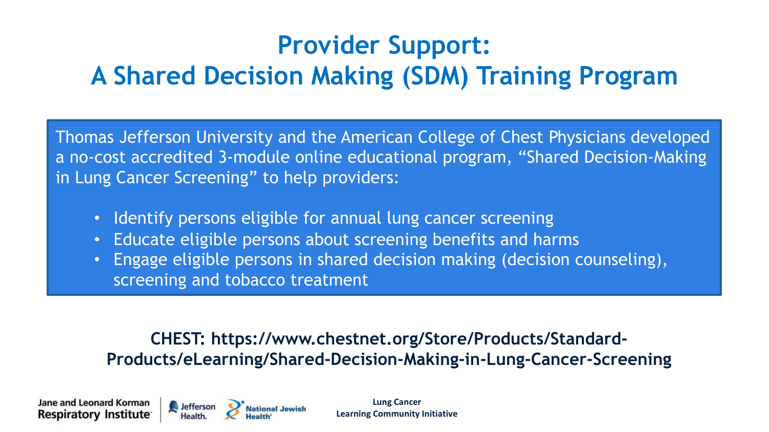# Provider Support: A Shared Decision Making (SDM) Training Program

Thomas Jefferson University and the American College of Chest Physicians developed a no-cost accredited 3-module online educational program, "Shared Decision-Making in Lung Cancer Screening" to help providers:

- Identify persons eligible for annual lung cancer screening
- Educate eligible persons about screening benefits and harms
- Engage eligible persons in shared decision making (decision counseling), screening and tobacco treatment

**CHEST: https://www.chestnet.org/Store/Products/Standard-Products/eLearning/Shared-Decision-Making-in-Lung-Cancer-Screening**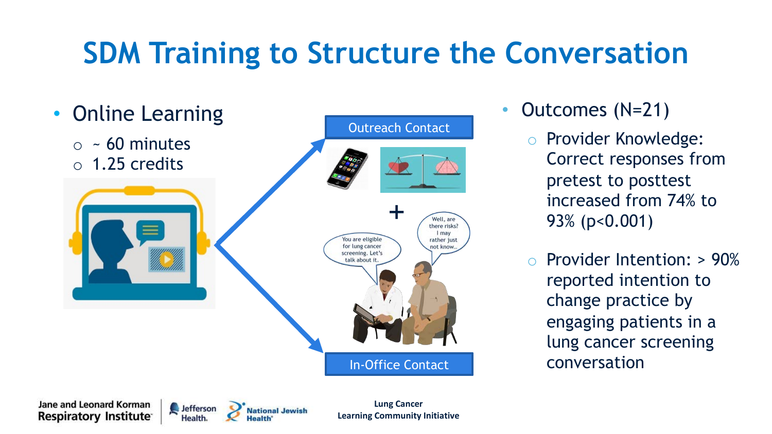# SDM Training to Structure the Conversation

- Online Learning
  - ~ 60 minutes
  - 1.25 credits

Outreach Contact

+

You are eligible for lung cancer screening. Let's talk about it.

Well, are there risks? I may rather just not know…

In-Office Contact

- Outcomes (N=21)
  - Provider Knowledge: Correct responses from pretest to posttest increased from 74% to 93% ($p<0.001$)
  - Provider Intention: > 90% reported intention to change practice by engaging patients in a lung cancer screening conversation

Jane and Leonard Korman Respiratory Institute | Jefferson Health. | National Jewish Health

Lung Cancer Learning Community Initiative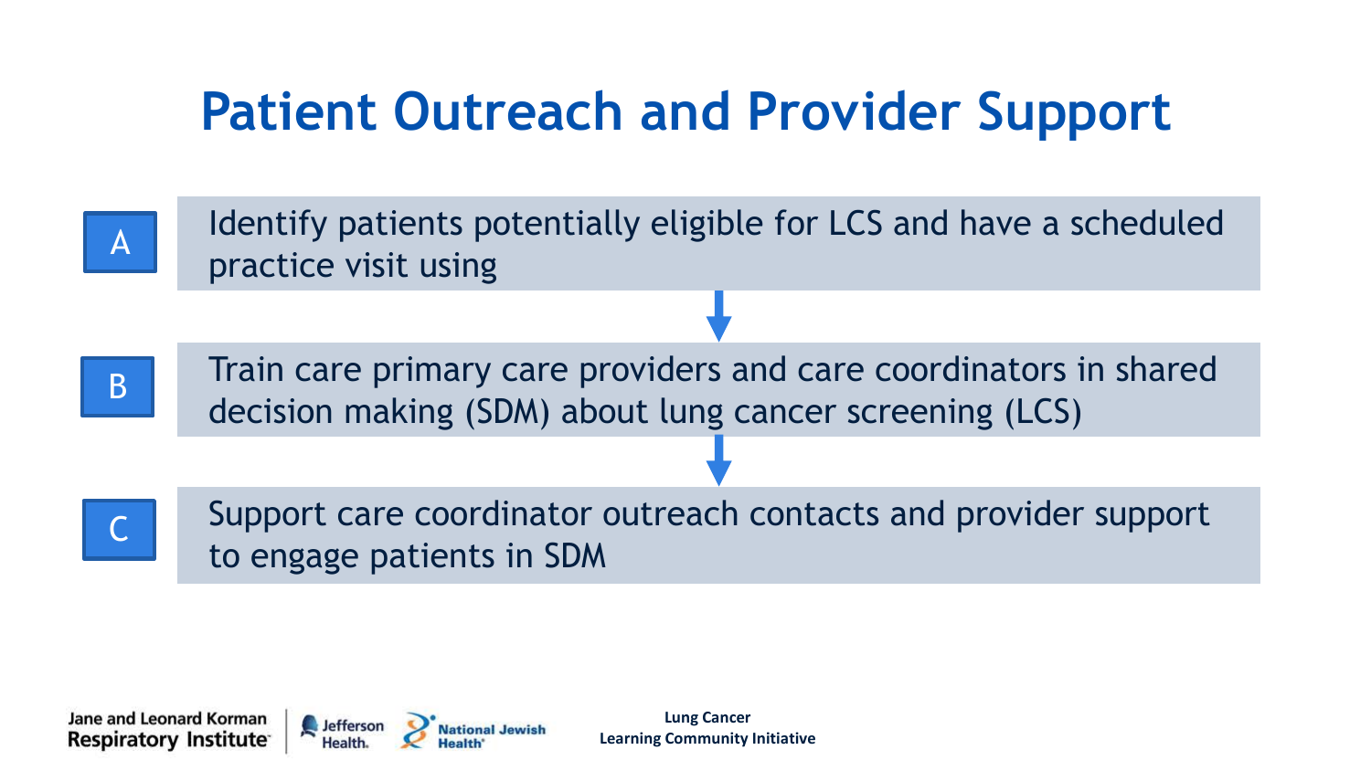# Patient Outreach and Provider Support

**A** — Identify patients potentially eligible for LCS and have a scheduled practice visit using

↓

**B** — Train care primary care providers and care coordinators in shared decision making (SDM) about lung cancer screening (LCS)

↓

**C** — Support care coordinator outreach contacts and provider support to engage patients in SDM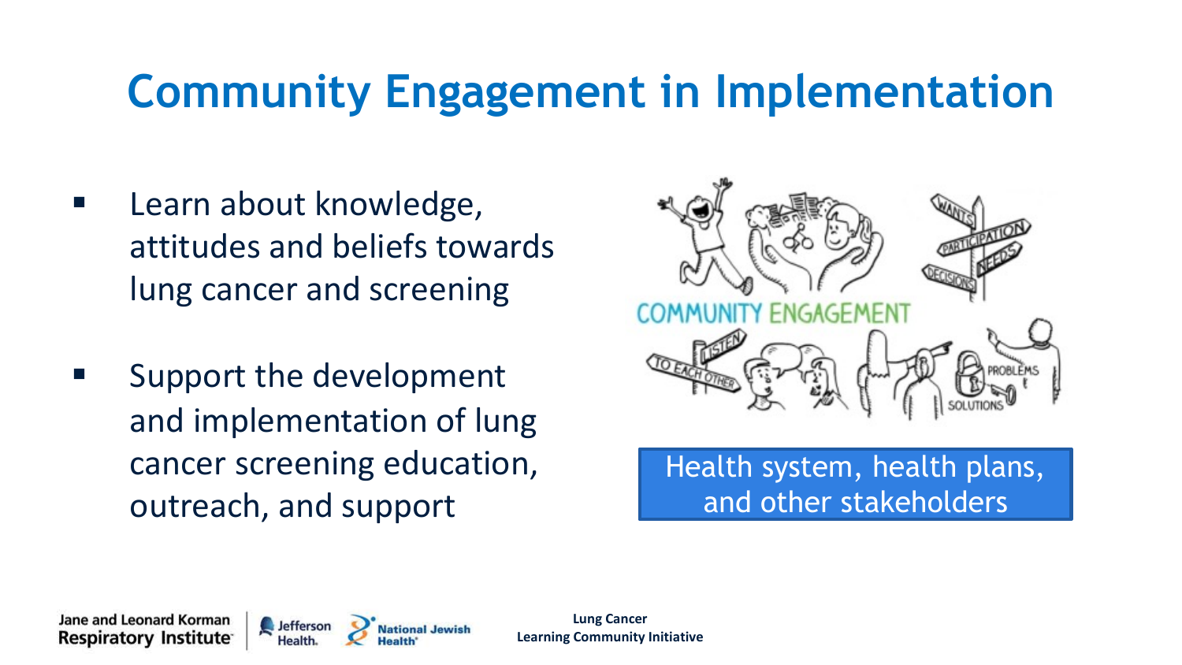# Community Engagement in Implementation

- Learn about knowledge, attitudes and beliefs towards lung cancer and screening
- Support the development and implementation of lung cancer screening education, outreach, and support

Health system, health plans, and other stakeholders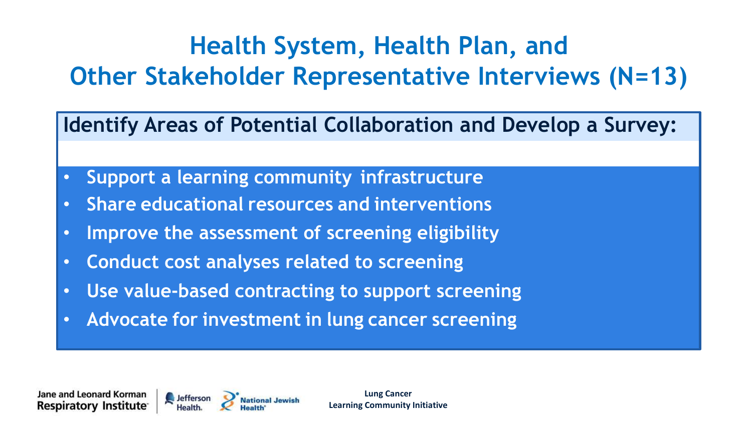# Health System, Health Plan, and Other Stakeholder Representative Interviews (N=13)

## Identify Areas of Potential Collaboration and Develop a Survey:

- Support a learning community infrastructure
- Share educational resources and interventions
- Improve the assessment of screening eligibility
- Conduct cost analyses related to screening
- Use value-based contracting to support screening
- Advocate for investment in lung cancer screening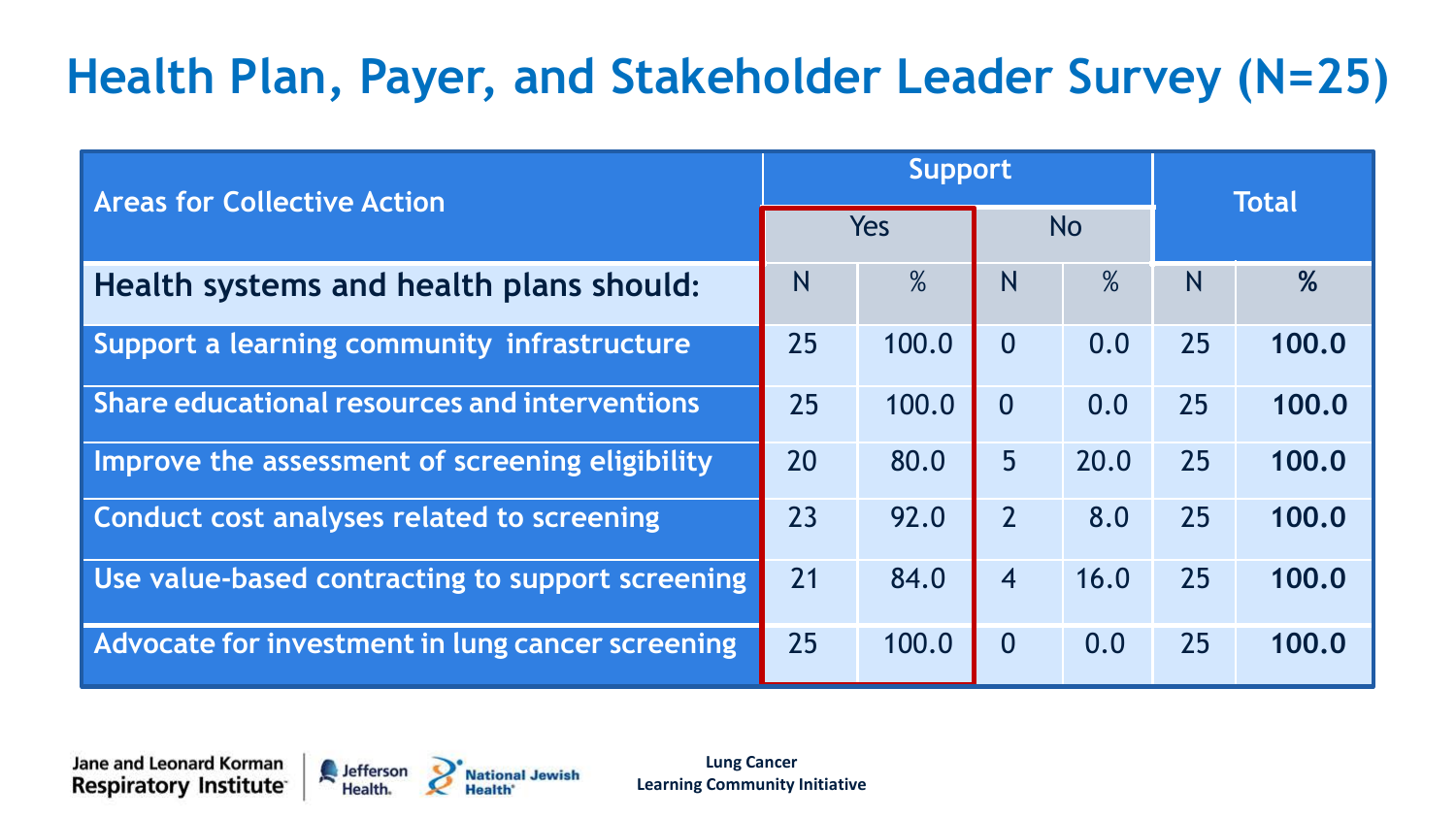# Health Plan, Payer, and Stakeholder Leader Survey (N=25)

| Areas for Collective Action | Support | | | | Total | |
|---|---|---|---|---|---|---|
| | Yes | | No | | | |
| **Health systems and health plans should:** | N | % | N | % | N | % |
| Support a learning community infrastructure | 25 | 100.0 | 0 | 0.0 | 25 | **100.0** |
| Share educational resources and interventions | 25 | 100.0 | 0 | 0.0 | 25 | **100.0** |
| Improve the assessment of screening eligibility | 20 | 80.0 | 5 | 20.0 | 25 | **100.0** |
| Conduct cost analyses related to screening | 23 | 92.0 | 2 | 8.0 | 25 | **100.0** |
| Use value-based contracting to support screening | 21 | 84.0 | 4 | 16.0 | 25 | **100.0** |
| Advocate for investment in lung cancer screening | 25 | 100.0 | 0 | 0.0 | 25 | **100.0** |

Jane and Leonard Korman Respiratory Institute | Jefferson Health | National Jewish Health

Lung Cancer Learning Community Initiative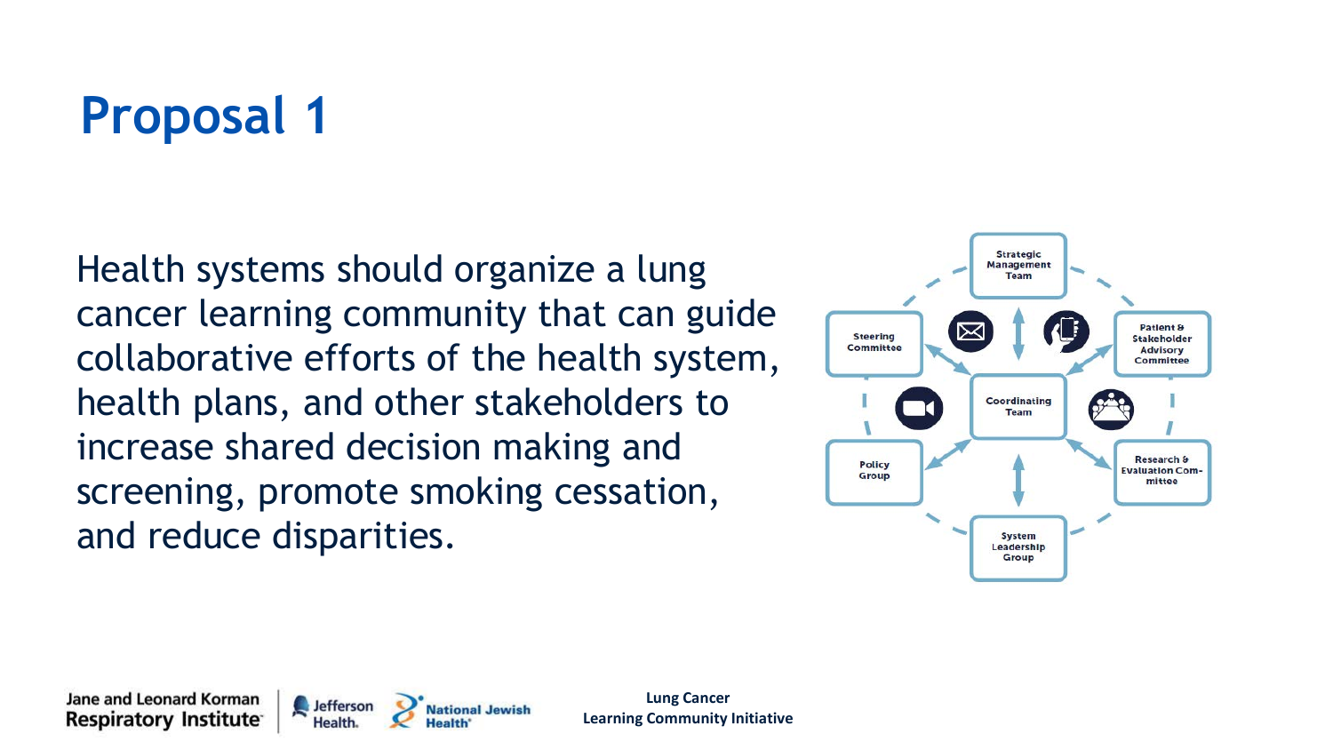# Proposal 1

Health systems should organize a lung cancer learning community that can guide collaborative efforts of the health system, health plans, and other stakeholders to increase shared decision making and screening, promote smoking cessation, and reduce disparities.

Strategic Management Team

Steering Committee

Patient & Stakeholder Advisory Committee

Coordinating Team

Policy Group

Research & Evaluation Committee

System Leadership Group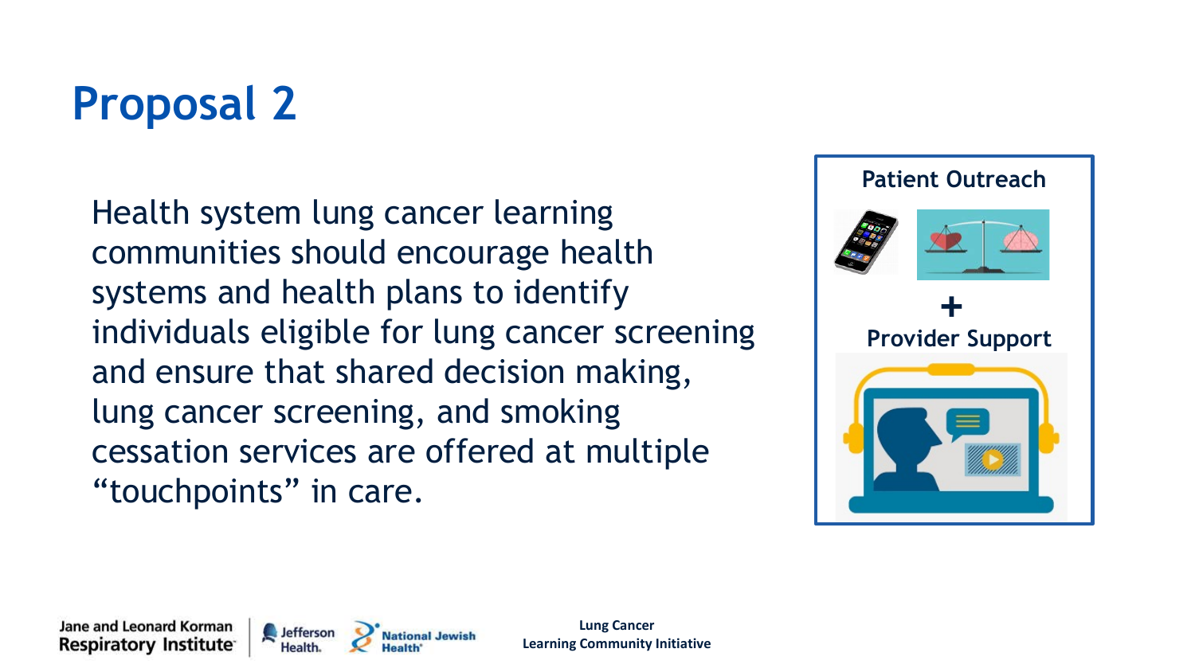# Proposal 2

Health system lung cancer learning communities should encourage health systems and health plans to identify individuals eligible for lung cancer screening and ensure that shared decision making, lung cancer screening, and smoking cessation services are offered at multiple "touchpoints" in care.

**Patient Outreach**

**+**

**Provider Support**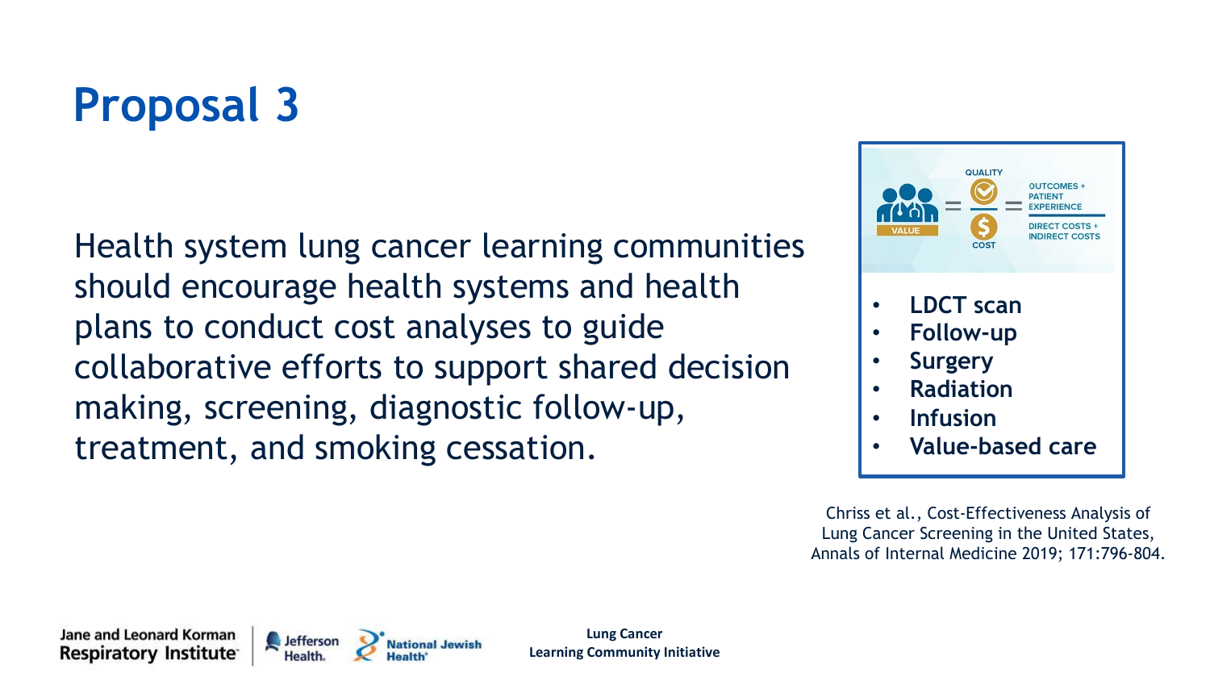# Proposal 3

Health system lung cancer learning communities should encourage health systems and health plans to conduct cost analyses to guide collaborative efforts to support shared decision making, screening, diagnostic follow-up, treatment, and smoking cessation.

VALUE = QUALITY / COST = OUTCOMES + PATIENT EXPERIENCE / DIRECT COSTS + INDIRECT COSTS

- **LDCT scan**
- **Follow-up**
- **Surgery**
- **Radiation**
- **Infusion**
- **Value-based care**

Chriss et al., Cost-Effectiveness Analysis of Lung Cancer Screening in the United States, Annals of Internal Medicine 2019; 171:796-804.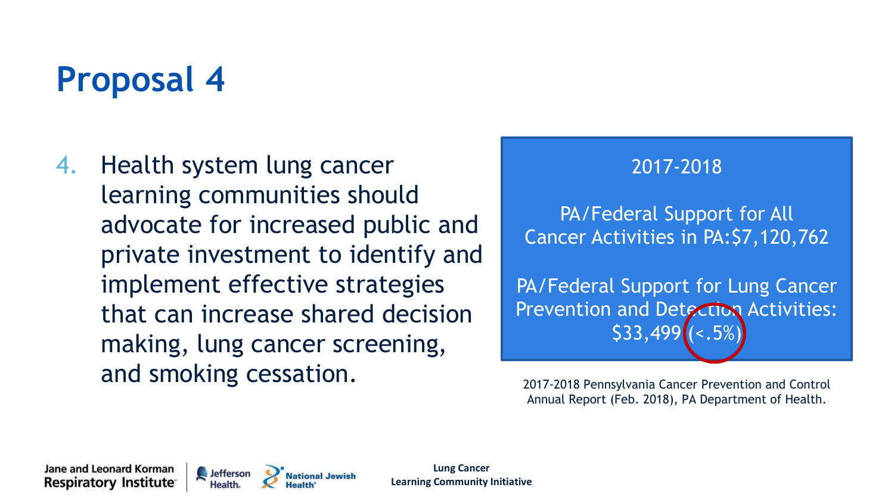# Proposal 4

4. Health system lung cancer learning communities should advocate for increased public and private investment to identify and implement effective strategies that can increase shared decision making, lung cancer screening, and smoking cessation.

2017-2018

PA/Federal Support for All Cancer Activities in PA:$7,120,762

PA/Federal Support for Lung Cancer Prevention and Detection Activities: $33,499 (<.5%)

2017-2018 Pennsylvania Cancer Prevention and Control Annual Report (Feb. 2018), PA Department of Health.

Jane and Leonard Korman Respiratory Institute | Jefferson Health. | National Jewish Health

Lung Cancer Learning Community Initiative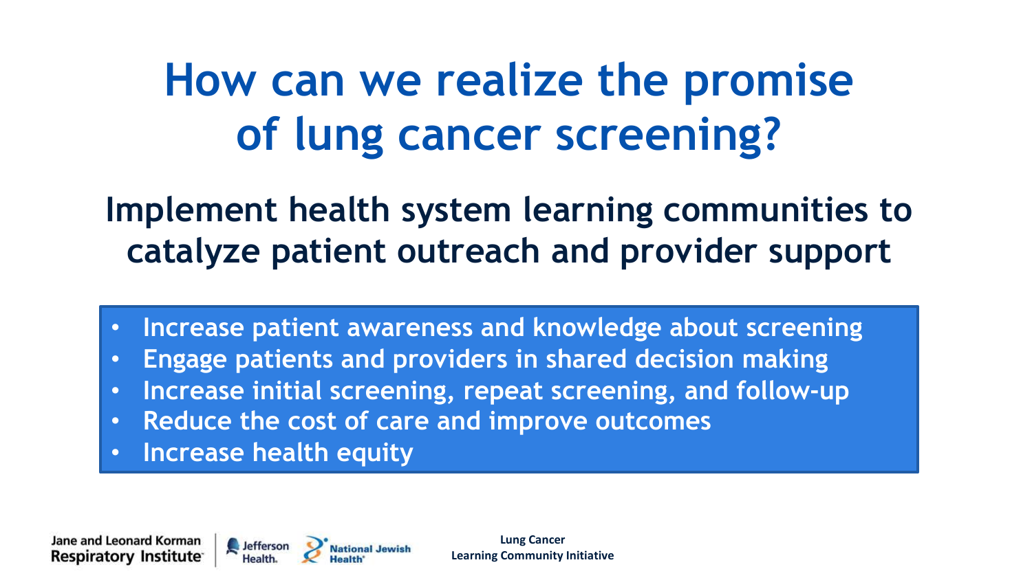# How can we realize the promise of lung cancer screening?

## Implement health system learning communities to catalyze patient outreach and provider support

- Increase patient awareness and knowledge about screening
- Engage patients and providers in shared decision making
- Increase initial screening, repeat screening, and follow-up
- Reduce the cost of care and improve outcomes
- Increase health equity

Jane and Leonard Korman Respiratory Institute | Jefferson Health. | National Jewish Health

Lung Cancer
Learning Community Initiative